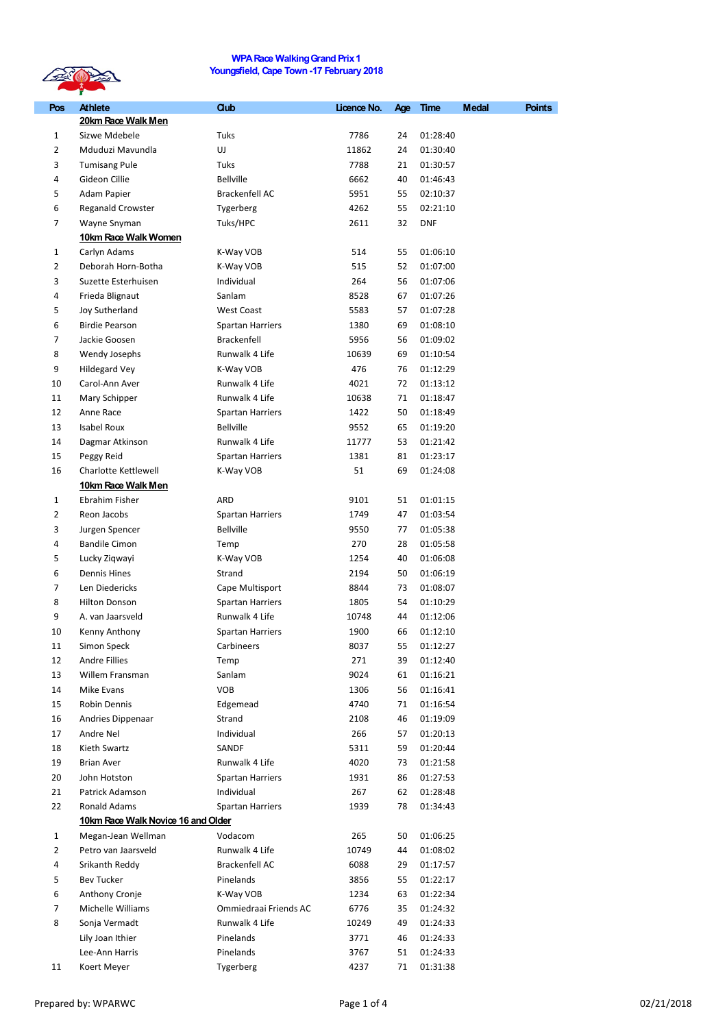# WPA Race Walking Grand Prix 1
## Youngsfield, Cape Town -17 February 2018

| Pos | Athlete | Club | Licence No. | Age | Time | Medal | Points |
|---|---|---|---|---|---|---|---|
| | **20km Race Walk Men** | | | | | | |
| 1 | Sizwe Mdebele | Tuks | 7786 | 24 | 01:28:40 | | |
| 2 | Mduduzi Mavundla | UJ | 11862 | 24 | 01:30:40 | | |
| 3 | Tumisang Pule | Tuks | 7788 | 21 | 01:30:57 | | |
| 4 | Gideon Cillie | Bellville | 6662 | 40 | 01:46:43 | | |
| 5 | Adam Papier | Brackenfell AC | 5951 | 55 | 02:10:37 | | |
| 6 | Reganald Crowster | Tygerberg | 4262 | 55 | 02:21:10 | | |
| 7 | Wayne Snyman | Tuks/HPC | 2611 | 32 | DNF | | |
| | **10km Race Walk Women** | | | | | | |
| 1 | Carlyn Adams | K-Way VOB | 514 | 55 | 01:06:10 | | |
| 2 | Deborah Horn-Botha | K-Way VOB | 515 | 52 | 01:07:00 | | |
| 3 | Suzette Esterhuisen | Individual | 264 | 56 | 01:07:06 | | |
| 4 | Frieda Blignaut | Sanlam | 8528 | 67 | 01:07:26 | | |
| 5 | Joy Sutherland | West Coast | 5583 | 57 | 01:07:28 | | |
| 6 | Birdie Pearson | Spartan Harriers | 1380 | 69 | 01:08:10 | | |
| 7 | Jackie Goosen | Brackenfell | 5956 | 56 | 01:09:02 | | |
| 8 | Wendy Josephs | Runwalk 4 Life | 10639 | 69 | 01:10:54 | | |
| 9 | Hildegard Vey | K-Way VOB | 476 | 76 | 01:12:29 | | |
| 10 | Carol-Ann Aver | Runwalk 4 Life | 4021 | 72 | 01:13:12 | | |
| 11 | Mary Schipper | Runwalk 4 Life | 10638 | 71 | 01:18:47 | | |
| 12 | Anne Race | Spartan Harriers | 1422 | 50 | 01:18:49 | | |
| 13 | Isabel Roux | Bellville | 9552 | 65 | 01:19:20 | | |
| 14 | Dagmar Atkinson | Runwalk 4 Life | 11777 | 53 | 01:21:42 | | |
| 15 | Peggy Reid | Spartan Harriers | 1381 | 81 | 01:23:17 | | |
| 16 | Charlotte Kettlewell | K-Way VOB | 51 | 69 | 01:24:08 | | |
| | **10km Race Walk Men** | | | | | | |
| 1 | Ebrahim Fisher | ARD | 9101 | 51 | 01:01:15 | | |
| 2 | Reon Jacobs | Spartan Harriers | 1749 | 47 | 01:03:54 | | |
| 3 | Jurgen Spencer | Bellville | 9550 | 77 | 01:05:38 | | |
| 4 | Bandile Cimon | Temp | 270 | 28 | 01:05:58 | | |
| 5 | Lucky Ziqwayi | K-Way VOB | 1254 | 40 | 01:06:08 | | |
| 6 | Dennis Hines | Strand | 2194 | 50 | 01:06:19 | | |
| 7 | Len Diedericks | Cape Multisport | 8844 | 73 | 01:08:07 | | |
| 8 | Hilton Donson | Spartan Harriers | 1805 | 54 | 01:10:29 | | |
| 9 | A. van Jaarsveld | Runwalk 4 Life | 10748 | 44 | 01:12:06 | | |
| 10 | Kenny Anthony | Spartan Harriers | 1900 | 66 | 01:12:10 | | |
| 11 | Simon Speck | Carbineers | 8037 | 55 | 01:12:27 | | |
| 12 | Andre Fillies | Temp | 271 | 39 | 01:12:40 | | |
| 13 | Willem Fransman | Sanlam | 9024 | 61 | 01:16:21 | | |
| 14 | Mike Evans | VOB | 1306 | 56 | 01:16:41 | | |
| 15 | Robin Dennis | Edgemead | 4740 | 71 | 01:16:54 | | |
| 16 | Andries Dippenaar | Strand | 2108 | 46 | 01:19:09 | | |
| 17 | Andre Nel | Individual | 266 | 57 | 01:20:13 | | |
| 18 | Kieth Swartz | SANDF | 5311 | 59 | 01:20:44 | | |
| 19 | Brian Aver | Runwalk 4 Life | 4020 | 73 | 01:21:58 | | |
| 20 | John Hotston | Spartan Harriers | 1931 | 86 | 01:27:53 | | |
| 21 | Patrick Adamson | Individual | 267 | 62 | 01:28:48 | | |
| 22 | Ronald Adams | Spartan Harriers | 1939 | 78 | 01:34:43 | | |
| | **10km Race Walk Novice 16 and Older** | | | | | | |
| 1 | Megan-Jean Wellman | Vodacom | 265 | 50 | 01:06:25 | | |
| 2 | Petro van Jaarsveld | Runwalk 4 Life | 10749 | 44 | 01:08:02 | | |
| 4 | Srikanth Reddy | Brackenfell AC | 6088 | 29 | 01:17:57 | | |
| 5 | Bev Tucker | Pinelands | 3856 | 55 | 01:22:17 | | |
| 6 | Anthony Cronje | K-Way VOB | 1234 | 63 | 01:22:34 | | |
| 7 | Michelle Williams | Ommiedraai Friends AC | 6776 | 35 | 01:24:32 | | |
| 8 | Sonja Vermadt | Runwalk 4 Life | 10249 | 49 | 01:24:33 | | |
| | Lily Joan Ithier | Pinelands | 3771 | 46 | 01:24:33 | | |
| | Lee-Ann Harris | Pinelands | 3767 | 51 | 01:24:33 | | |
| 11 | Koert Meyer | Tygerberg | 4237 | 71 | 01:31:38 | | |

Prepared by: WPARWC 02/21/2018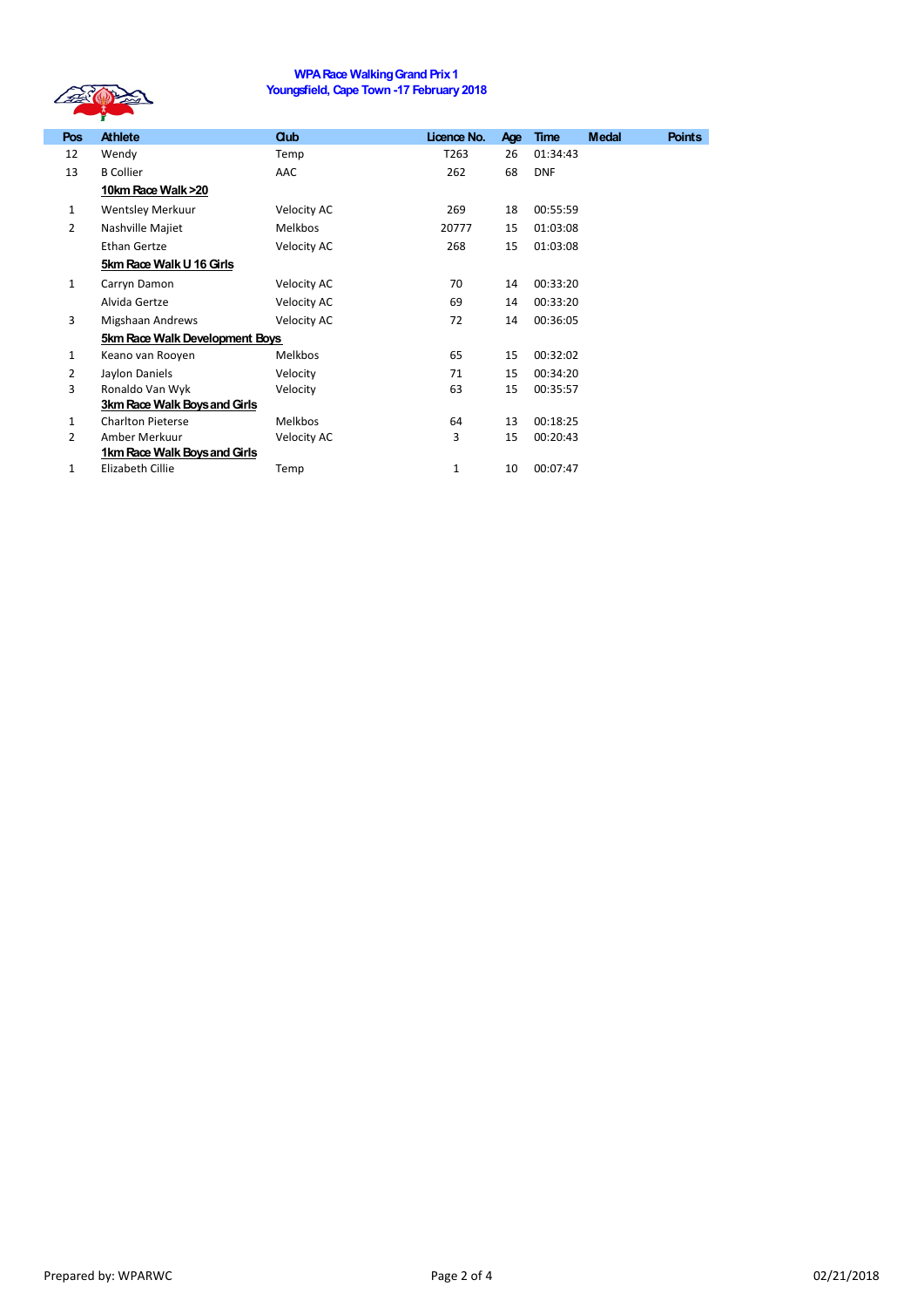**WPA Race Walking Grand Prix 1**
**Youngsfield, Cape Town -17 February 2018**

| Pos | Athlete | Club | Licence No. | Age | Time | Medal | Points |
|---|---|---|---|---|---|---|---|
| 12 | Wendy | Temp | T263 | 26 | 01:34:43 | | |
| 13 | B Collier | AAC | 262 | 68 | DNF | | |
| | **10km Race Walk >20** | | | | | | |
| 1 | Wentsley Merkuur | Velocity AC | 269 | 18 | 00:55:59 | | |
| 2 | Nashville Majiet | Melkbos | 20777 | 15 | 01:03:08 | | |
| | Ethan Gertze | Velocity AC | 268 | 15 | 01:03:08 | | |
| | **5km Race Walk U 16 Girls** | | | | | | |
| 1 | Carryn Damon | Velocity AC | 70 | 14 | 00:33:20 | | |
| | Alvida Gertze | Velocity AC | 69 | 14 | 00:33:20 | | |
| 3 | Migshaan Andrews | Velocity AC | 72 | 14 | 00:36:05 | | |
| | **5km Race Walk Development Boys** | | | | | | |
| 1 | Keano van Rooyen | Melkbos | 65 | 15 | 00:32:02 | | |
| 2 | Jaylon Daniels | Velocity | 71 | 15 | 00:34:20 | | |
| 3 | Ronaldo Van Wyk | Velocity | 63 | 15 | 00:35:57 | | |
| | **3km Race Walk Boys and Girls** | | | | | | |
| 1 | Charlton Pieterse | Melkbos | 64 | 13 | 00:18:25 | | |
| 2 | Amber Merkuur | Velocity AC | 3 | 15 | 00:20:43 | | |
| | **1km Race Walk Boys and Girls** | | | | | | |
| 1 | Elizabeth Cillie | Temp | 1 | 10 | 00:07:47 | | |

Prepared by: WPARWC

02/21/2018